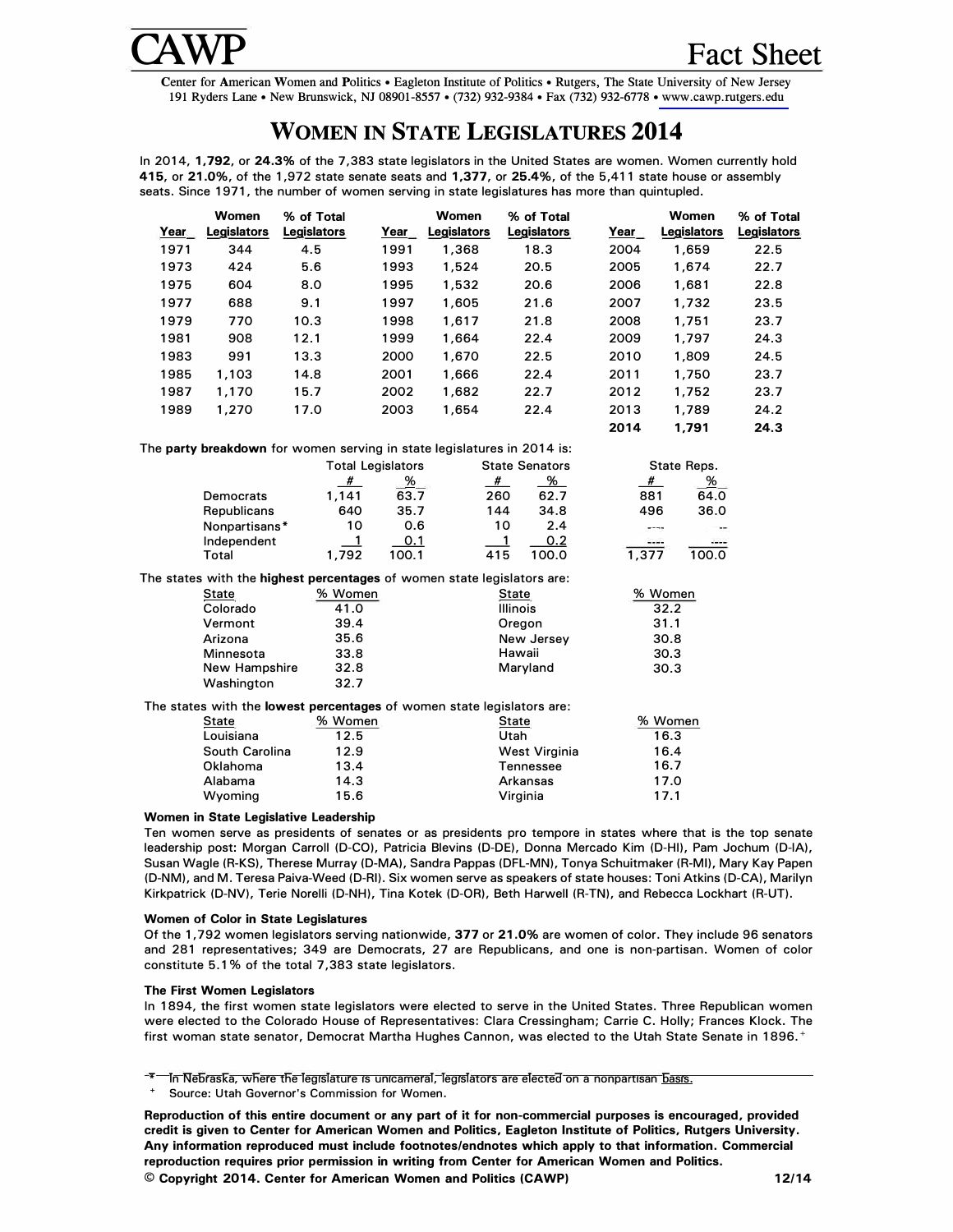# CAWP Fact Sheet

Center for American Women and Politics • Eagleton Institute of Politics • Rutgers, The State University of New Jersey
191 Ryders Lane • New Brunswick, NJ 08901-8557 • (732) 932-9384 • Fax (732) 932-6778 • www.cawp.rutgers.edu

## WOMEN IN STATE LEGISLATURES 2014

In 2014, **1,792**, or **24.3%** of the 7,383 state legislators in the United States are women. Women currently hold **415**, or **21.0%**, of the 1,972 state senate seats and **1,377**, or **25.4%**, of the 5,411 state house or assembly seats. Since 1971, the number of women serving in state legislatures has more than quintupled.

| Year | Women Legislators | % of Total Legislators | Year | Women Legislators | % of Total Legislators | Year | Women Legislators | % of Total Legislators |
|---|---|---|---|---|---|---|---|---|
| 1971 | 344 | 4.5 | 1991 | 1,368 | 18.3 | 2004 | 1,659 | 22.5 |
| 1973 | 424 | 5.6 | 1993 | 1,524 | 20.5 | 2005 | 1,674 | 22.7 |
| 1975 | 604 | 8.0 | 1995 | 1,532 | 20.6 | 2006 | 1,681 | 22.8 |
| 1977 | 688 | 9.1 | 1997 | 1,605 | 21.6 | 2007 | 1,732 | 23.5 |
| 1979 | 770 | 10.3 | 1998 | 1,617 | 21.8 | 2008 | 1,751 | 23.7 |
| 1981 | 908 | 12.1 | 1999 | 1,664 | 22.4 | 2009 | 1,797 | 24.3 |
| 1983 | 991 | 13.3 | 2000 | 1,670 | 22.5 | 2010 | 1,809 | 24.5 |
| 1985 | 1,103 | 14.8 | 2001 | 1,666 | 22.4 | 2011 | 1,750 | 23.7 |
| 1987 | 1,170 | 15.7 | 2002 | 1,682 | 22.7 | 2012 | 1,752 | 23.7 |
| 1989 | 1,270 | 17.0 | 2003 | 1,654 | 22.4 | 2013 | 1,789 | 24.2 |
| | | | | | | **2014** | **1,791** | **24.3** |

The **party breakdown** for women serving in state legislatures in 2014 is:

| | Total Legislators | | State Senators | | State Reps. | |
|---|---|---|---|---|---|---|
| | # | % | # | % | # | % |
| Democrats | 1,141 | 63.7 | 260 | 62.7 | 881 | 64.0 |
| Republicans | 640 | 35.7 | 144 | 34.8 | 496 | 36.0 |
| Nonpartisans* | 10 | 0.6 | 10 | 2.4 | ---- | -- |
| Independent | 1 | 0.1 | 1 | 0.2 | ---- | ---- |
| Total | 1,792 | 100.1 | 415 | 100.0 | 1,377 | 100.0 |

The states with the **highest percentages** of women state legislators are:

| State | % Women | State | % Women |
|---|---|---|---|
| Colorado | 41.0 | Illinois | 32.2 |
| Vermont | 39.4 | Oregon | 31.1 |
| Arizona | 35.6 | New Jersey | 30.8 |
| Minnesota | 33.8 | Hawaii | 30.3 |
| New Hampshire | 32.8 | Maryland | 30.3 |
| Washington | 32.7 | | |

The states with the **lowest percentages** of women state legislators are:

| State | % Women | State | % Women |
|---|---|---|---|
| Louisiana | 12.5 | Utah | 16.3 |
| South Carolina | 12.9 | West Virginia | 16.4 |
| Oklahoma | 13.4 | Tennessee | 16.7 |
| Alabama | 14.3 | Arkansas | 17.0 |
| Wyoming | 15.6 | Virginia | 17.1 |

### Women in State Legislative Leadership

Ten women serve as presidents of senates or as presidents pro tempore in states where that is the top senate leadership post: Morgan Carroll (D-CO), Patricia Blevins (D-DE), Donna Mercado Kim (D-HI), Pam Jochum (D-IA), Susan Wagle (R-KS), Therese Murray (D-MA), Sandra Pappas (DFL-MN), Tonya Schuitmaker (R-MI), Mary Kay Papen (D-NM), and M. Teresa Paiva-Weed (D-RI). Six women serve as speakers of state houses: Toni Atkins (D-CA), Marilyn Kirkpatrick (D-NV), Terie Norelli (D-NH), Tina Kotek (D-OR), Beth Harwell (R-TN), and Rebecca Lockhart (R-UT).

### Women of Color in State Legislatures

Of the 1,792 women legislators serving nationwide, **377** or **21.0%** are women of color. They include 96 senators and 281 representatives; 349 are Democrats, 27 are Republicans, and one is non-partisan. Women of color constitute 5.1% of the total 7,383 state legislators.

### The First Women Legislators

In 1894, the first women state legislators were elected to serve in the United States. Three Republican women were elected to the Colorado House of Representatives: Clara Cressingham; Carrie C. Holly; Frances Klock. The first woman state senator, Democrat Martha Hughes Cannon, was elected to the Utah State Senate in 1896.[+]

---

\* In Nebraska, where the legislature is unicameral, legislators are elected on a nonpartisan basis.

[+] Source: Utah Governor's Commission for Women.

**Reproduction of this entire document or any part of it for non-commercial purposes is encouraged, provided credit is given to Center for American Women and Politics, Eagleton Institute of Politics, Rutgers University. Any information reproduced must include footnotes/endnotes which apply to that information. Commercial reproduction requires prior permission in writing from Center for American Women and Politics.**

**© Copyright 2014. Center for American Women and Politics (CAWP)** 12/14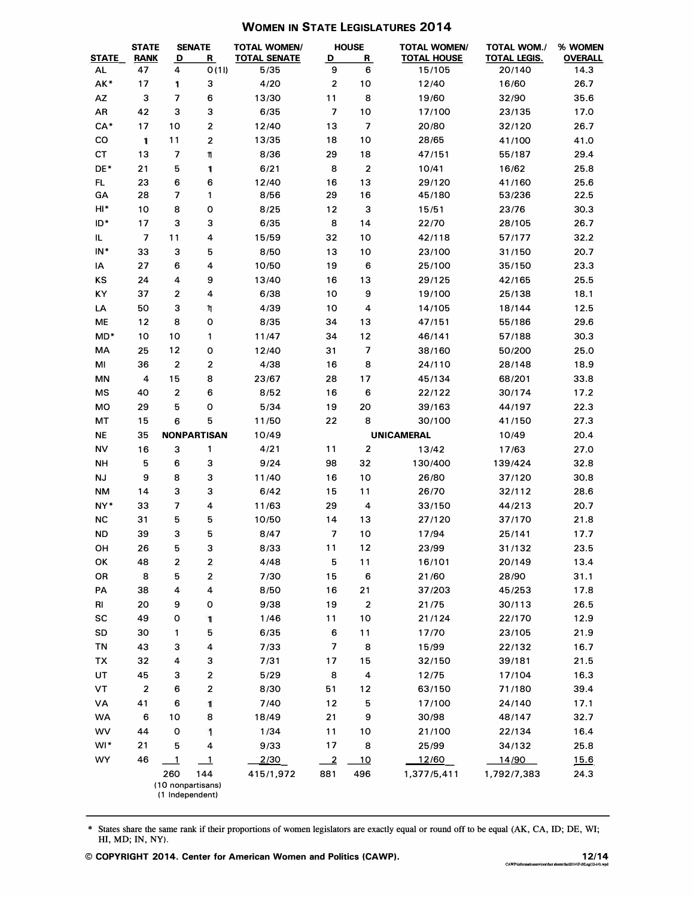# Women in State Legislatures 2014

| STATE | STATE RANK | SENATE D | SENATE R | TOTAL WOMEN/ TOTAL SENATE | HOUSE D | HOUSE R | TOTAL WOMEN/ TOTAL HOUSE | TOTAL WOM./ TOTAL LEGIS. | % WOMEN OVERALL |
|---|---|---|---|---|---|---|---|---|---|
| AL | 47 | 4 | 0 (1I) | 5/35 | 9 | 6 | 15/105 | 20/140 | 14.3 |
| AK* | 17 | 1 | 3 | 4/20 | 2 | 10 | 12/40 | 16/60 | 26.7 |
| AZ | 3 | 7 | 6 | 13/30 | 11 | 8 | 19/60 | 32/90 | 35.6 |
| AR | 42 | 3 | 3 | 6/35 | 7 | 10 | 17/100 | 23/135 | 17.0 |
| CA* | 17 | 10 | 2 | 12/40 | 13 | 7 | 20/80 | 32/120 | 26.7 |
| CO | 1 | 11 | 2 | 13/35 | 18 | 10 | 28/65 | 41/100 | 41.0 |
| CT | 13 | 7 | 1 | 8/36 | 29 | 18 | 47/151 | 55/187 | 29.4 |
| DE* | 21 | 5 | 1 | 6/21 | 8 | 2 | 10/41 | 16/62 | 25.8 |
| FL | 23 | 6 | 6 | 12/40 | 16 | 13 | 29/120 | 41/160 | 25.6 |
| GA | 28 | 7 | 1 | 8/56 | 29 | 16 | 45/180 | 53/236 | 22.5 |
| HI* | 10 | 8 | 0 | 8/25 | 12 | 3 | 15/51 | 23/76 | 30.3 |
| ID* | 17 | 3 | 3 | 6/35 | 8 | 14 | 22/70 | 28/105 | 26.7 |
| IL | 7 | 11 | 4 | 15/59 | 32 | 10 | 42/118 | 57/177 | 32.2 |
| IN* | 33 | 3 | 5 | 8/50 | 13 | 10 | 23/100 | 31/150 | 20.7 |
| IA | 27 | 6 | 4 | 10/50 | 19 | 6 | 25/100 | 35/150 | 23.3 |
| KS | 24 | 4 | 9 | 13/40 | 16 | 13 | 29/125 | 42/165 | 25.5 |
| KY | 37 | 2 | 4 | 6/38 | 10 | 9 | 19/100 | 25/138 | 18.1 |
| LA | 50 | 3 | 1 | 4/39 | 10 | 4 | 14/105 | 18/144 | 12.5 |
| ME | 12 | 8 | 0 | 8/35 | 34 | 13 | 47/151 | 55/186 | 29.6 |
| MD* | 10 | 10 | 1 | 11/47 | 34 | 12 | 46/141 | 57/188 | 30.3 |
| MA | 25 | 12 | 0 | 12/40 | 31 | 7 | 38/160 | 50/200 | 25.0 |
| MI | 36 | 2 | 2 | 4/38 | 16 | 8 | 24/110 | 28/148 | 18.9 |
| MN | 4 | 15 | 8 | 23/67 | 28 | 17 | 45/134 | 68/201 | 33.8 |
| MS | 40 | 2 | 6 | 8/52 | 16 | 6 | 22/122 | 30/174 | 17.2 |
| MO | 29 | 5 | 0 | 5/34 | 19 | 20 | 39/163 | 44/197 | 22.3 |
| MT | 15 | 6 | 5 | 11/50 | 22 | 8 | 30/100 | 41/150 | 27.3 |
| NE | 35 | NONPARTISAN | | 10/49 | | UNICAMERAL | | 10/49 | 20.4 |
| NV | 16 | 3 | 1 | 4/21 | 11 | 2 | 13/42 | 17/63 | 27.0 |
| NH | 5 | 6 | 3 | 9/24 | 98 | 32 | 130/400 | 139/424 | 32.8 |
| NJ | 9 | 8 | 3 | 11/40 | 16 | 10 | 26/80 | 37/120 | 30.8 |
| NM | 14 | 3 | 3 | 6/42 | 15 | 11 | 26/70 | 32/112 | 28.6 |
| NY* | 33 | 7 | 4 | 11/63 | 29 | 4 | 33/150 | 44/213 | 20.7 |
| NC | 31 | 5 | 5 | 10/50 | 14 | 13 | 27/120 | 37/170 | 21.8 |
| ND | 39 | 3 | 5 | 8/47 | 7 | 10 | 17/94 | 25/141 | 17.7 |
| OH | 26 | 5 | 3 | 8/33 | 11 | 12 | 23/99 | 31/132 | 23.5 |
| OK | 48 | 2 | 2 | 4/48 | 5 | 11 | 16/101 | 20/149 | 13.4 |
| OR | 8 | 5 | 2 | 7/30 | 15 | 6 | 21/60 | 28/90 | 31.1 |
| PA | 38 | 4 | 4 | 8/50 | 16 | 21 | 37/203 | 45/253 | 17.8 |
| RI | 20 | 9 | 0 | 9/38 | 19 | 2 | 21/75 | 30/113 | 26.5 |
| SC | 49 | 0 | 1 | 1/46 | 11 | 10 | 21/124 | 22/170 | 12.9 |
| SD | 30 | 1 | 5 | 6/35 | 6 | 11 | 17/70 | 23/105 | 21.9 |
| TN | 43 | 3 | 4 | 7/33 | 7 | 8 | 15/99 | 22/132 | 16.7 |
| TX | 32 | 4 | 3 | 7/31 | 17 | 15 | 32/150 | 39/181 | 21.5 |
| UT | 45 | 3 | 2 | 5/29 | 8 | 4 | 12/75 | 17/104 | 16.3 |
| VT | 2 | 6 | 2 | 8/30 | 51 | 12 | 63/150 | 71/180 | 39.4 |
| VA | 41 | 6 | 1 | 7/40 | 12 | 5 | 17/100 | 24/140 | 17.1 |
| WA | 6 | 10 | 8 | 18/49 | 21 | 9 | 30/98 | 48/147 | 32.7 |
| WV | 44 | 0 | 1 | 1/34 | 11 | 10 | 21/100 | 22/134 | 16.4 |
| WI* | 21 | 5 | 4 | 9/33 | 17 | 8 | 25/99 | 34/132 | 25.8 |
| WY | 46 | 1 | 1 | 2/30 | 2 | 10 | 12/60 | 14/90 | 15.6 |
| | | 260 | 144 | 415/1,972 | 881 | 496 | 1,377/5,411 | 1,792/7,383 | 24.3 |
| | | (10 nonpartisans) (1 Independent) | | | | | | | |

\* States share the same rank if their proportions of women legislators are exactly equal or round off to be equal (AK, CA, ID; DE, WI; HI, MD; IN, NY).

© COPYRIGHT 2014. Center for American Women and Politics (CAWP).

12/14